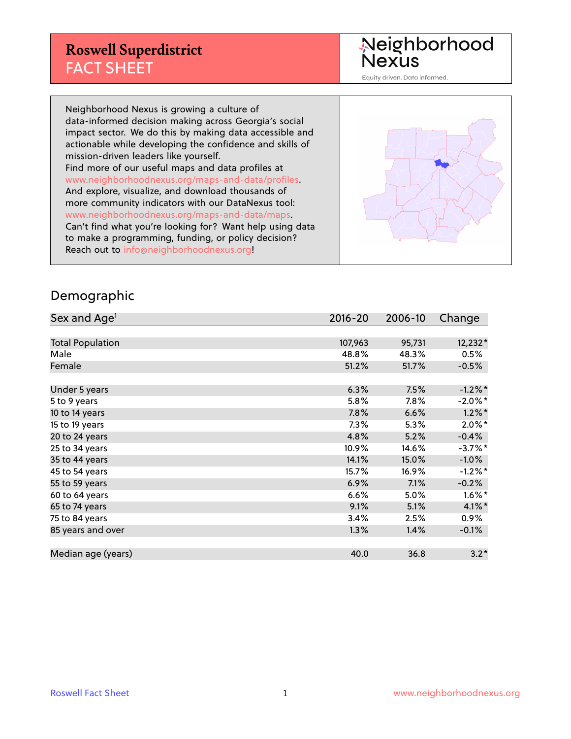# Roswell Superdistrict
## FACT SHEET

Neighborhood Nexus

Equity driven. Data informed.

Neighborhood Nexus is growing a culture of data-informed decision making across Georgia's social impact sector. We do this by making data accessible and actionable while developing the confidence and skills of mission-driven leaders like yourself.
Find more of our useful maps and data profiles at www.neighborhoodnexus.org/maps-and-data/profiles.
And explore, visualize, and download thousands of more community indicators with our DataNexus tool: www.neighborhoodnexus.org/maps-and-data/maps.
Can't find what you're looking for? Want help using data to make a programming, funding, or policy decision?
Reach out to info@neighborhoodnexus.org!

## Demographic

| Sex and Age[1] | 2016-20 | 2006-10 | Change |
|---|---|---|---|
| Total Population | 107,963 | 95,731 | 12,232* |
| Male | 48.8% | 48.3% | 0.5% |
| Female | 51.2% | 51.7% | -0.5% |
| Under 5 years | 6.3% | 7.5% | -1.2%* |
| 5 to 9 years | 5.8% | 7.8% | -2.0%* |
| 10 to 14 years | 7.8% | 6.6% | 1.2%* |
| 15 to 19 years | 7.3% | 5.3% | 2.0%* |
| 20 to 24 years | 4.8% | 5.2% | -0.4% |
| 25 to 34 years | 10.9% | 14.6% | -3.7%* |
| 35 to 44 years | 14.1% | 15.0% | -1.0% |
| 45 to 54 years | 15.7% | 16.9% | -1.2%* |
| 55 to 59 years | 6.9% | 7.1% | -0.2% |
| 60 to 64 years | 6.6% | 5.0% | 1.6%* |
| 65 to 74 years | 9.1% | 5.1% | 4.1%* |
| 75 to 84 years | 3.4% | 2.5% | 0.9% |
| 85 years and over | 1.3% | 1.4% | -0.1% |
| Median age (years) | 40.0 | 36.8 | 3.2* |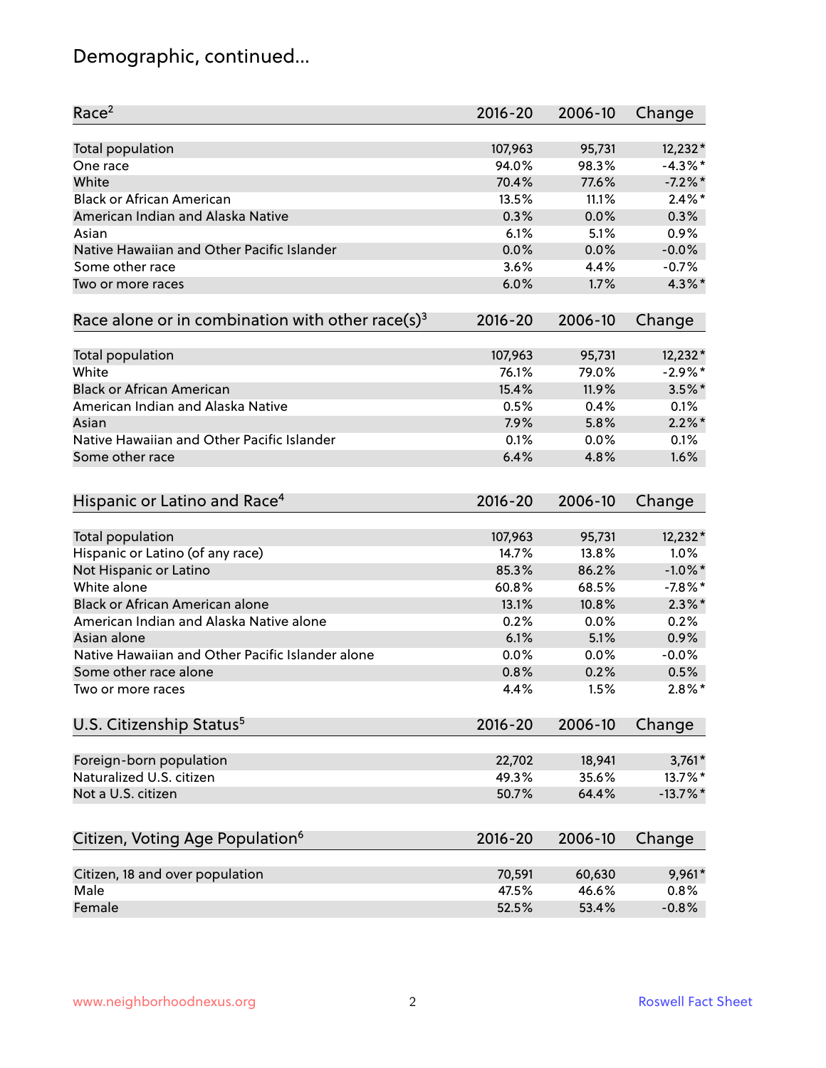# Demographic, continued...

| Race[2] | 2016-20 | 2006-10 | Change |
|---|---|---|---|
| Total population | 107,963 | 95,731 | 12,232* |
| One race | 94.0% | 98.3% | -4.3%* |
| White | 70.4% | 77.6% | -7.2%* |
| Black or African American | 13.5% | 11.1% | 2.4%* |
| American Indian and Alaska Native | 0.3% | 0.0% | 0.3% |
| Asian | 6.1% | 5.1% | 0.9% |
| Native Hawaiian and Other Pacific Islander | 0.0% | 0.0% | -0.0% |
| Some other race | 3.6% | 4.4% | -0.7% |
| Two or more races | 6.0% | 1.7% | 4.3%* |

| Race alone or in combination with other race(s)[3] | 2016-20 | 2006-10 | Change |
|---|---|---|---|
| Total population | 107,963 | 95,731 | 12,232* |
| White | 76.1% | 79.0% | -2.9%* |
| Black or African American | 15.4% | 11.9% | 3.5%* |
| American Indian and Alaska Native | 0.5% | 0.4% | 0.1% |
| Asian | 7.9% | 5.8% | 2.2%* |
| Native Hawaiian and Other Pacific Islander | 0.1% | 0.0% | 0.1% |
| Some other race | 6.4% | 4.8% | 1.6% |

| Hispanic or Latino and Race[4] | 2016-20 | 2006-10 | Change |
|---|---|---|---|
| Total population | 107,963 | 95,731 | 12,232* |
| Hispanic or Latino (of any race) | 14.7% | 13.8% | 1.0% |
| Not Hispanic or Latino | 85.3% | 86.2% | -1.0%* |
| White alone | 60.8% | 68.5% | -7.8%* |
| Black or African American alone | 13.1% | 10.8% | 2.3%* |
| American Indian and Alaska Native alone | 0.2% | 0.0% | 0.2% |
| Asian alone | 6.1% | 5.1% | 0.9% |
| Native Hawaiian and Other Pacific Islander alone | 0.0% | 0.0% | -0.0% |
| Some other race alone | 0.8% | 0.2% | 0.5% |
| Two or more races | 4.4% | 1.5% | 2.8%* |

| U.S. Citizenship Status[5] | 2016-20 | 2006-10 | Change |
|---|---|---|---|
| Foreign-born population | 22,702 | 18,941 | 3,761* |
| Naturalized U.S. citizen | 49.3% | 35.6% | 13.7%* |
| Not a U.S. citizen | 50.7% | 64.4% | -13.7%* |

| Citizen, Voting Age Population[6] | 2016-20 | 2006-10 | Change |
|---|---|---|---|
| Citizen, 18 and over population | 70,591 | 60,630 | 9,961* |
| Male | 47.5% | 46.6% | 0.8% |
| Female | 52.5% | 53.4% | -0.8% |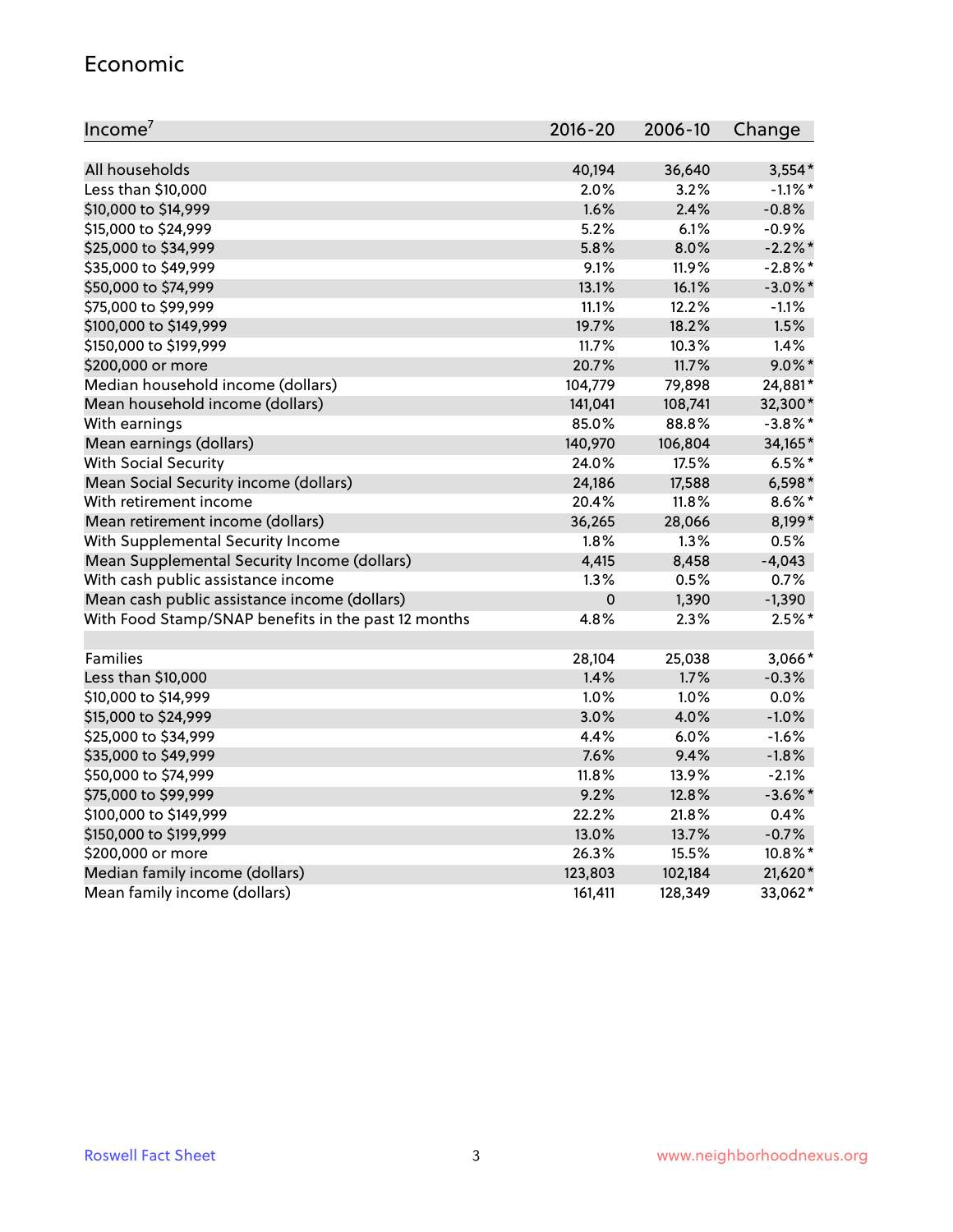## Economic

| Income[7] | 2016-20 | 2006-10 | Change |
|---|---|---|---|
| All households | 40,194 | 36,640 | 3,554* |
| Less than $10,000 | 2.0% | 3.2% | -1.1%* |
| $10,000 to $14,999 | 1.6% | 2.4% | -0.8% |
| $15,000 to $24,999 | 5.2% | 6.1% | -0.9% |
| $25,000 to $34,999 | 5.8% | 8.0% | -2.2%* |
| $35,000 to $49,999 | 9.1% | 11.9% | -2.8%* |
| $50,000 to $74,999 | 13.1% | 16.1% | -3.0%* |
| $75,000 to $99,999 | 11.1% | 12.2% | -1.1% |
| $100,000 to $149,999 | 19.7% | 18.2% | 1.5% |
| $150,000 to $199,999 | 11.7% | 10.3% | 1.4% |
| $200,000 or more | 20.7% | 11.7% | 9.0%* |
| Median household income (dollars) | 104,779 | 79,898 | 24,881* |
| Mean household income (dollars) | 141,041 | 108,741 | 32,300* |
| With earnings | 85.0% | 88.8% | -3.8%* |
| Mean earnings (dollars) | 140,970 | 106,804 | 34,165* |
| With Social Security | 24.0% | 17.5% | 6.5%* |
| Mean Social Security income (dollars) | 24,186 | 17,588 | 6,598* |
| With retirement income | 20.4% | 11.8% | 8.6%* |
| Mean retirement income (dollars) | 36,265 | 28,066 | 8,199* |
| With Supplemental Security Income | 1.8% | 1.3% | 0.5% |
| Mean Supplemental Security Income (dollars) | 4,415 | 8,458 | -4,043 |
| With cash public assistance income | 1.3% | 0.5% | 0.7% |
| Mean cash public assistance income (dollars) | 0 | 1,390 | -1,390 |
| With Food Stamp/SNAP benefits in the past 12 months | 4.8% | 2.3% | 2.5%* |
| | | | |
| Families | 28,104 | 25,038 | 3,066* |
| Less than $10,000 | 1.4% | 1.7% | -0.3% |
| $10,000 to $14,999 | 1.0% | 1.0% | 0.0% |
| $15,000 to $24,999 | 3.0% | 4.0% | -1.0% |
| $25,000 to $34,999 | 4.4% | 6.0% | -1.6% |
| $35,000 to $49,999 | 7.6% | 9.4% | -1.8% |
| $50,000 to $74,999 | 11.8% | 13.9% | -2.1% |
| $75,000 to $99,999 | 9.2% | 12.8% | -3.6%* |
| $100,000 to $149,999 | 22.2% | 21.8% | 0.4% |
| $150,000 to $199,999 | 13.0% | 13.7% | -0.7% |
| $200,000 or more | 26.3% | 15.5% | 10.8%* |
| Median family income (dollars) | 123,803 | 102,184 | 21,620* |
| Mean family income (dollars) | 161,411 | 128,349 | 33,062* |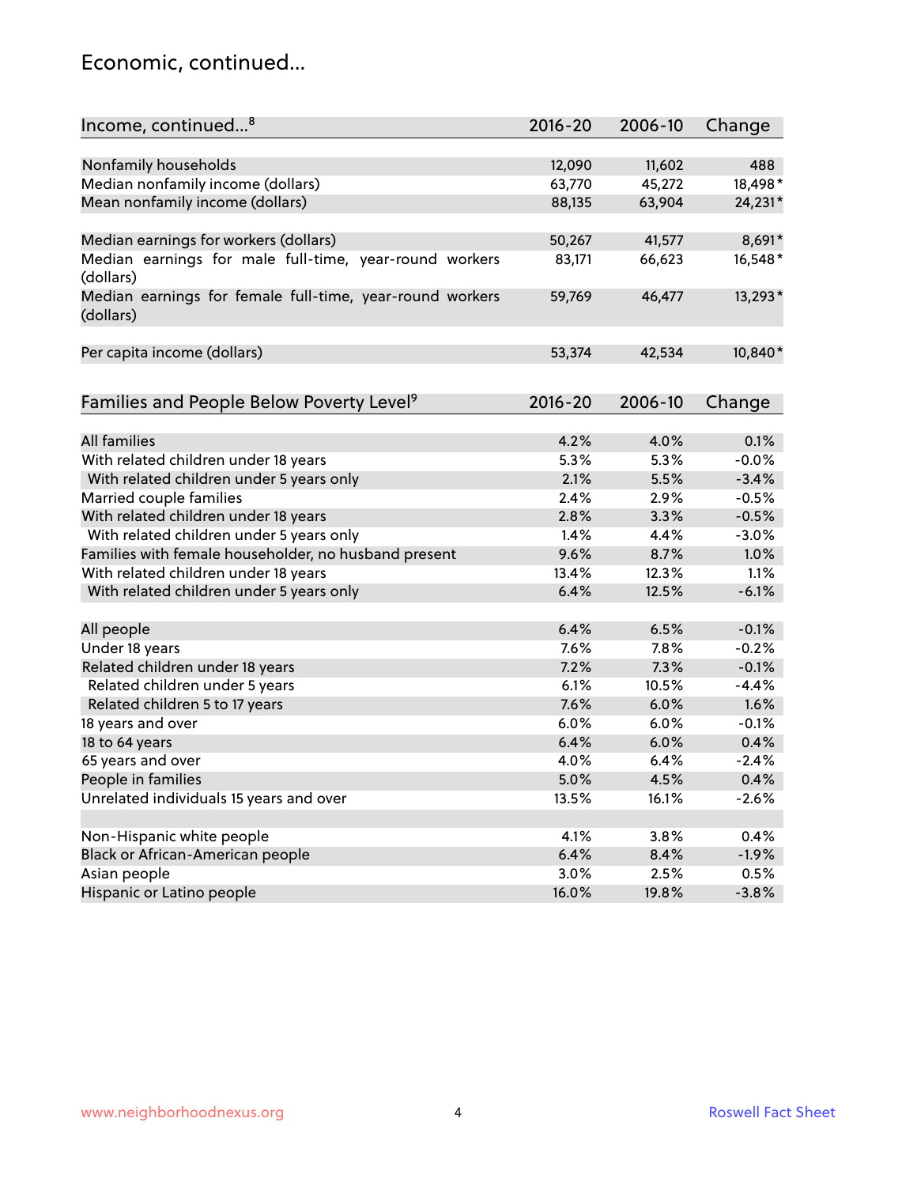# Economic, continued...

| Income, continued...[8] | 2016-20 | 2006-10 | Change |
|---|---|---|---|
| Nonfamily households | 12,090 | 11,602 | 488 |
| Median nonfamily income (dollars) | 63,770 | 45,272 | 18,498* |
| Mean nonfamily income (dollars) | 88,135 | 63,904 | 24,231* |
| | | | |
| Median earnings for workers (dollars) | 50,267 | 41,577 | 8,691* |
| Median earnings for male full-time, year-round workers (dollars) | 83,171 | 66,623 | 16,548* |
| Median earnings for female full-time, year-round workers (dollars) | 59,769 | 46,477 | 13,293* |
| | | | |
| Per capita income (dollars) | 53,374 | 42,534 | 10,840* |

| Families and People Below Poverty Level[9] | 2016-20 | 2006-10 | Change |
|---|---|---|---|
| All families | 4.2% | 4.0% | 0.1% |
| With related children under 18 years | 5.3% | 5.3% | -0.0% |
| With related children under 5 years only | 2.1% | 5.5% | -3.4% |
| Married couple families | 2.4% | 2.9% | -0.5% |
| With related children under 18 years | 2.8% | 3.3% | -0.5% |
| With related children under 5 years only | 1.4% | 4.4% | -3.0% |
| Families with female householder, no husband present | 9.6% | 8.7% | 1.0% |
| With related children under 18 years | 13.4% | 12.3% | 1.1% |
| With related children under 5 years only | 6.4% | 12.5% | -6.1% |
| | | | |
| All people | 6.4% | 6.5% | -0.1% |
| Under 18 years | 7.6% | 7.8% | -0.2% |
| Related children under 18 years | 7.2% | 7.3% | -0.1% |
| Related children under 5 years | 6.1% | 10.5% | -4.4% |
| Related children 5 to 17 years | 7.6% | 6.0% | 1.6% |
| 18 years and over | 6.0% | 6.0% | -0.1% |
| 18 to 64 years | 6.4% | 6.0% | 0.4% |
| 65 years and over | 4.0% | 6.4% | -2.4% |
| People in families | 5.0% | 4.5% | 0.4% |
| Unrelated individuals 15 years and over | 13.5% | 16.1% | -2.6% |
| | | | |
| Non-Hispanic white people | 4.1% | 3.8% | 0.4% |
| Black or African-American people | 6.4% | 8.4% | -1.9% |
| Asian people | 3.0% | 2.5% | 0.5% |
| Hispanic or Latino people | 16.0% | 19.8% | -3.8% |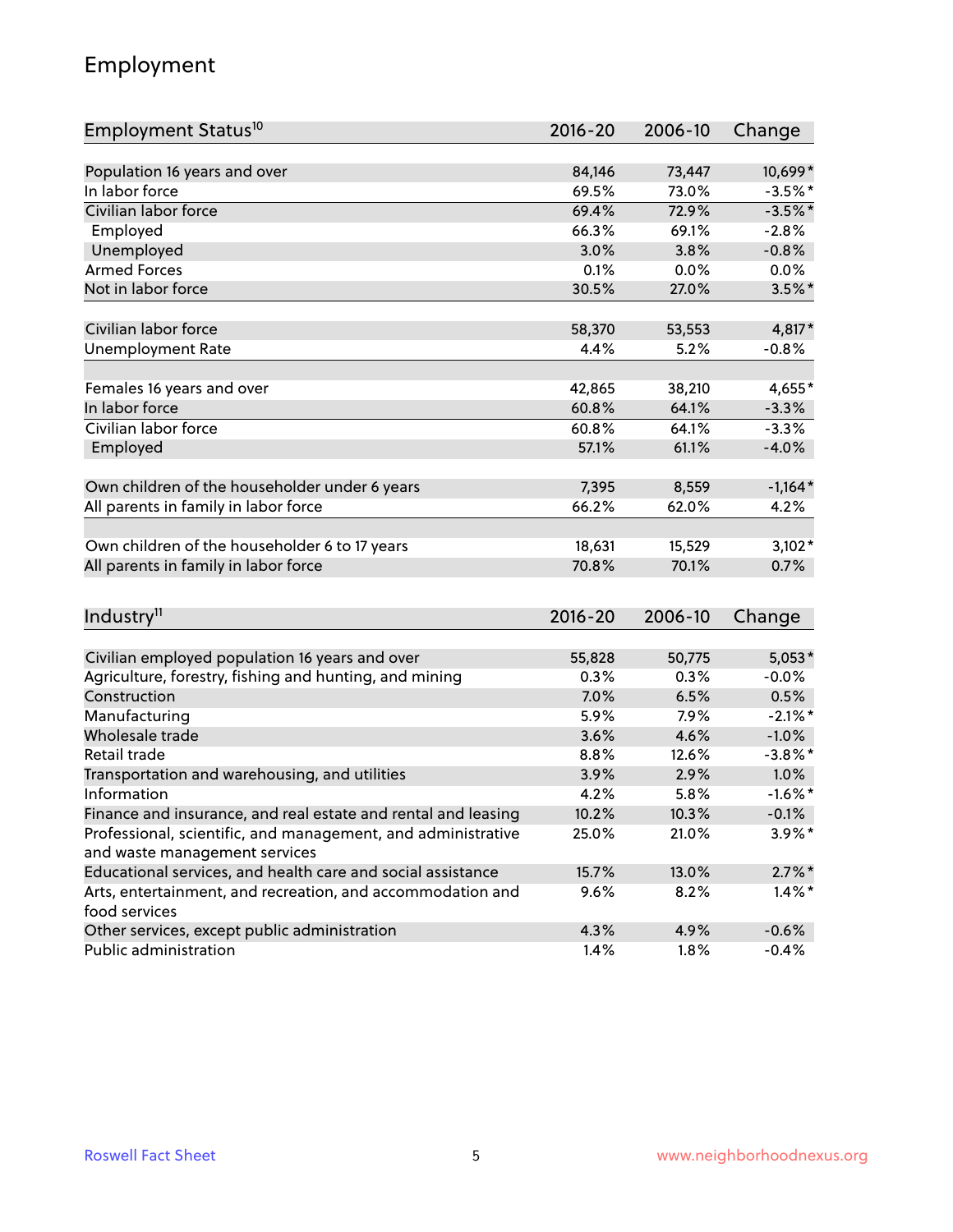# Employment

| Employment Status[10] | 2016-20 | 2006-10 | Change |
|---|---|---|---|
| Population 16 years and over | 84,146 | 73,447 | 10,699* |
| In labor force | 69.5% | 73.0% | -3.5%* |
| Civilian labor force | 69.4% | 72.9% | -3.5%* |
| Employed | 66.3% | 69.1% | -2.8% |
| Unemployed | 3.0% | 3.8% | -0.8% |
| Armed Forces | 0.1% | 0.0% | 0.0% |
| Not in labor force | 30.5% | 27.0% | 3.5%* |
| | | | |
| Civilian labor force | 58,370 | 53,553 | 4,817* |
| Unemployment Rate | 4.4% | 5.2% | -0.8% |
| | | | |
| Females 16 years and over | 42,865 | 38,210 | 4,655* |
| In labor force | 60.8% | 64.1% | -3.3% |
| Civilian labor force | 60.8% | 64.1% | -3.3% |
| Employed | 57.1% | 61.1% | -4.0% |
| | | | |
| Own children of the householder under 6 years | 7,395 | 8,559 | -1,164* |
| All parents in family in labor force | 66.2% | 62.0% | 4.2% |
| | | | |
| Own children of the householder 6 to 17 years | 18,631 | 15,529 | 3,102* |
| All parents in family in labor force | 70.8% | 70.1% | 0.7% |

| Industry[11] | 2016-20 | 2006-10 | Change |
|---|---|---|---|
| Civilian employed population 16 years and over | 55,828 | 50,775 | 5,053* |
| Agriculture, forestry, fishing and hunting, and mining | 0.3% | 0.3% | -0.0% |
| Construction | 7.0% | 6.5% | 0.5% |
| Manufacturing | 5.9% | 7.9% | -2.1%* |
| Wholesale trade | 3.6% | 4.6% | -1.0% |
| Retail trade | 8.8% | 12.6% | -3.8%* |
| Transportation and warehousing, and utilities | 3.9% | 2.9% | 1.0% |
| Information | 4.2% | 5.8% | -1.6%* |
| Finance and insurance, and real estate and rental and leasing | 10.2% | 10.3% | -0.1% |
| Professional, scientific, and management, and administrative and waste management services | 25.0% | 21.0% | 3.9%* |
| Educational services, and health care and social assistance | 15.7% | 13.0% | 2.7%* |
| Arts, entertainment, and recreation, and accommodation and food services | 9.6% | 8.2% | 1.4%* |
| Other services, except public administration | 4.3% | 4.9% | -0.6% |
| Public administration | 1.4% | 1.8% | -0.4% |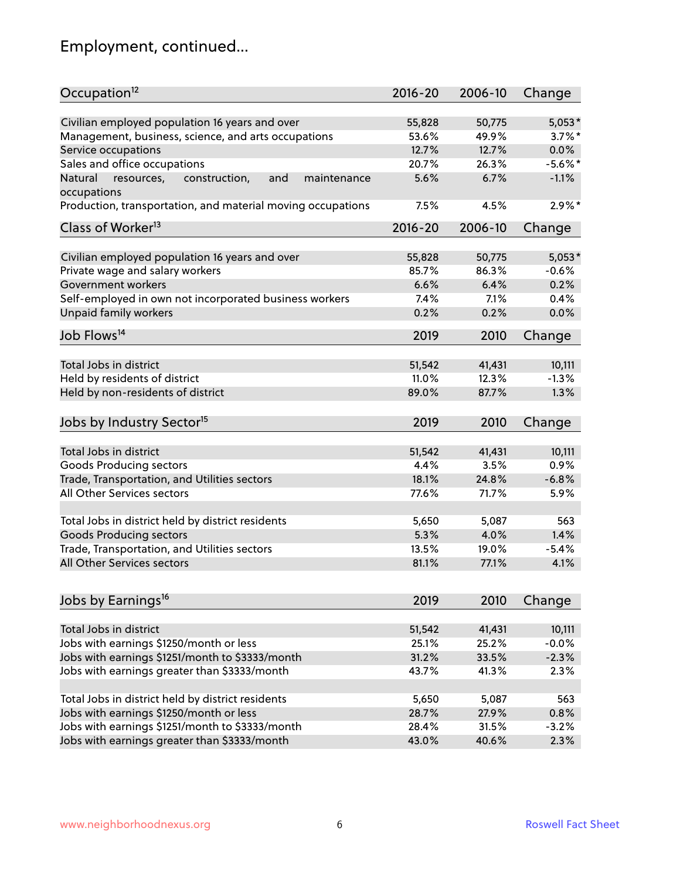## Employment, continued...

| Occupation[12] | 2016-20 | 2006-10 | Change |
|---|---|---|---|
| Civilian employed population 16 years and over | 55,828 | 50,775 | 5,053* |
| Management, business, science, and arts occupations | 53.6% | 49.9% | 3.7%* |
| Service occupations | 12.7% | 12.7% | 0.0% |
| Sales and office occupations | 20.7% | 26.3% | -5.6%* |
| Natural resources, construction, and maintenance occupations | 5.6% | 6.7% | -1.1% |
| Production, transportation, and material moving occupations | 7.5% | 4.5% | 2.9%* |

| Class of Worker[13] | 2016-20 | 2006-10 | Change |
|---|---|---|---|
| Civilian employed population 16 years and over | 55,828 | 50,775 | 5,053* |
| Private wage and salary workers | 85.7% | 86.3% | -0.6% |
| Government workers | 6.6% | 6.4% | 0.2% |
| Self-employed in own not incorporated business workers | 7.4% | 7.1% | 0.4% |
| Unpaid family workers | 0.2% | 0.2% | 0.0% |

| Job Flows[14] | 2019 | 2010 | Change |
|---|---|---|---|
| Total Jobs in district | 51,542 | 41,431 | 10,111 |
| Held by residents of district | 11.0% | 12.3% | -1.3% |
| Held by non-residents of district | 89.0% | 87.7% | 1.3% |

| Jobs by Industry Sector[15] | 2019 | 2010 | Change |
|---|---|---|---|
| Total Jobs in district | 51,542 | 41,431 | 10,111 |
| Goods Producing sectors | 4.4% | 3.5% | 0.9% |
| Trade, Transportation, and Utilities sectors | 18.1% | 24.8% | -6.8% |
| All Other Services sectors | 77.6% | 71.7% | 5.9% |
| | | | |
| Total Jobs in district held by district residents | 5,650 | 5,087 | 563 |
| Goods Producing sectors | 5.3% | 4.0% | 1.4% |
| Trade, Transportation, and Utilities sectors | 13.5% | 19.0% | -5.4% |
| All Other Services sectors | 81.1% | 77.1% | 4.1% |

| Jobs by Earnings[16] | 2019 | 2010 | Change |
|---|---|---|---|
| Total Jobs in district | 51,542 | 41,431 | 10,111 |
| Jobs with earnings $1250/month or less | 25.1% | 25.2% | -0.0% |
| Jobs with earnings $1251/month to $3333/month | 31.2% | 33.5% | -2.3% |
| Jobs with earnings greater than $3333/month | 43.7% | 41.3% | 2.3% |
| | | | |
| Total Jobs in district held by district residents | 5,650 | 5,087 | 563 |
| Jobs with earnings $1250/month or less | 28.7% | 27.9% | 0.8% |
| Jobs with earnings $1251/month to $3333/month | 28.4% | 31.5% | -3.2% |
| Jobs with earnings greater than $3333/month | 43.0% | 40.6% | 2.3% |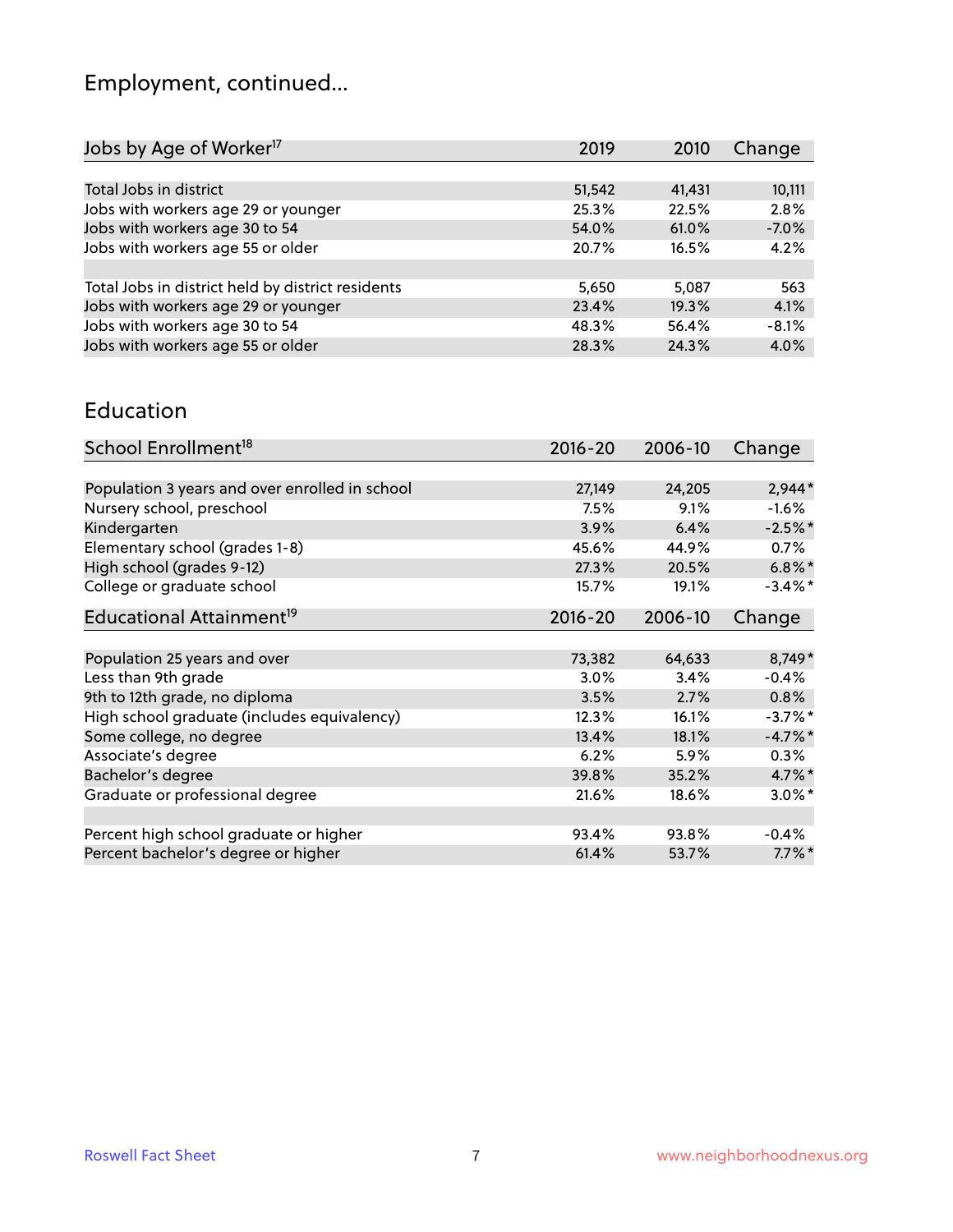# Employment, continued...

| Jobs by Age of Worker[17] | 2019 | 2010 | Change |
|---|---|---|---|
| | | | |
| Total Jobs in district | 51,542 | 41,431 | 10,111 |
| Jobs with workers age 29 or younger | 25.3% | 22.5% | 2.8% |
| Jobs with workers age 30 to 54 | 54.0% | 61.0% | -7.0% |
| Jobs with workers age 55 or older | 20.7% | 16.5% | 4.2% |
| | | | |
| Total Jobs in district held by district residents | 5,650 | 5,087 | 563 |
| Jobs with workers age 29 or younger | 23.4% | 19.3% | 4.1% |
| Jobs with workers age 30 to 54 | 48.3% | 56.4% | -8.1% |
| Jobs with workers age 55 or older | 28.3% | 24.3% | 4.0% |

## Education

| School Enrollment[18] | 2016-20 | 2006-10 | Change |
|---|---|---|---|
| | | | |
| Population 3 years and over enrolled in school | 27,149 | 24,205 | 2,944* |
| Nursery school, preschool | 7.5% | 9.1% | -1.6% |
| Kindergarten | 3.9% | 6.4% | -2.5%* |
| Elementary school (grades 1-8) | 45.6% | 44.9% | 0.7% |
| High school (grades 9-12) | 27.3% | 20.5% | 6.8%* |
| College or graduate school | 15.7% | 19.1% | -3.4%* |

| Educational Attainment[19] | 2016-20 | 2006-10 | Change |
|---|---|---|---|
| | | | |
| Population 25 years and over | 73,382 | 64,633 | 8,749* |
| Less than 9th grade | 3.0% | 3.4% | -0.4% |
| 9th to 12th grade, no diploma | 3.5% | 2.7% | 0.8% |
| High school graduate (includes equivalency) | 12.3% | 16.1% | -3.7%* |
| Some college, no degree | 13.4% | 18.1% | -4.7%* |
| Associate's degree | 6.2% | 5.9% | 0.3% |
| Bachelor's degree | 39.8% | 35.2% | 4.7%* |
| Graduate or professional degree | 21.6% | 18.6% | 3.0%* |
| | | | |
| Percent high school graduate or higher | 93.4% | 93.8% | -0.4% |
| Percent bachelor's degree or higher | 61.4% | 53.7% | 7.7%* |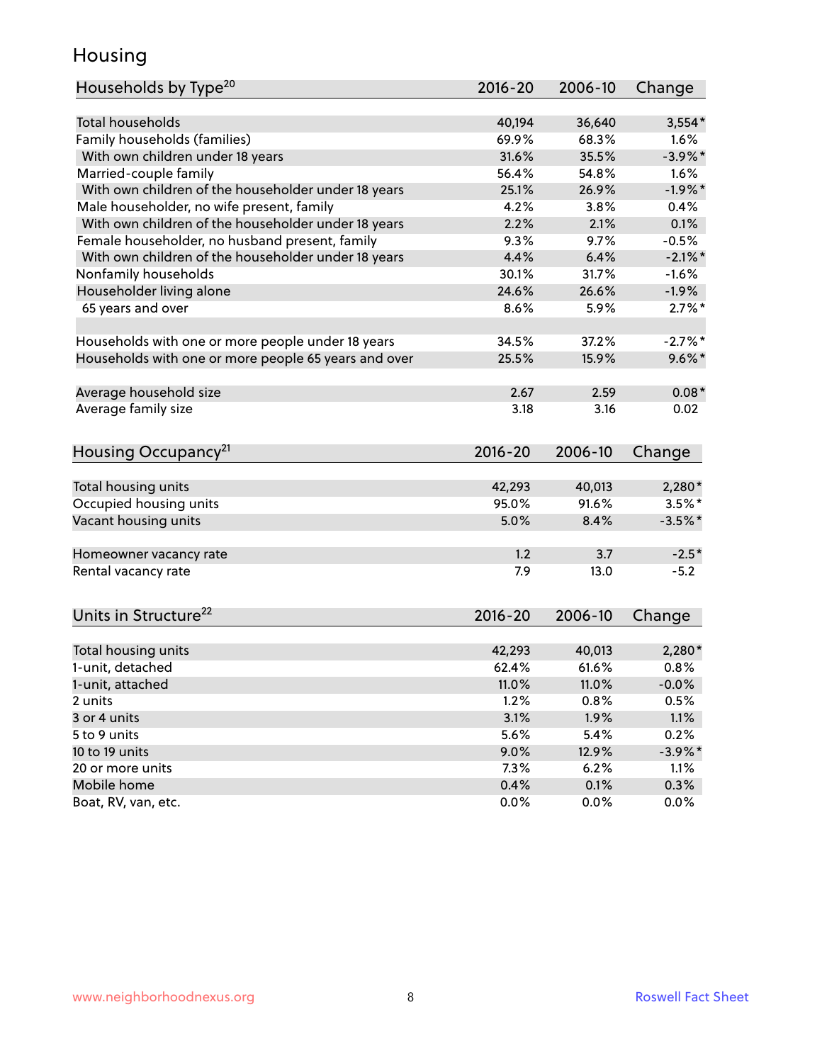## Housing

| Households by Type[20] | 2016-20 | 2006-10 | Change |
|---|---|---|---|
| Total households | 40,194 | 36,640 | 3,554* |
| Family households (families) | 69.9% | 68.3% | 1.6% |
| With own children under 18 years | 31.6% | 35.5% | -3.9%* |
| Married-couple family | 56.4% | 54.8% | 1.6% |
| With own children of the householder under 18 years | 25.1% | 26.9% | -1.9%* |
| Male householder, no wife present, family | 4.2% | 3.8% | 0.4% |
| With own children of the householder under 18 years | 2.2% | 2.1% | 0.1% |
| Female householder, no husband present, family | 9.3% | 9.7% | -0.5% |
| With own children of the householder under 18 years | 4.4% | 6.4% | -2.1%* |
| Nonfamily households | 30.1% | 31.7% | -1.6% |
| Householder living alone | 24.6% | 26.6% | -1.9% |
| 65 years and over | 8.6% | 5.9% | 2.7%* |
| | | | |
| Households with one or more people under 18 years | 34.5% | 37.2% | -2.7%* |
| Households with one or more people 65 years and over | 25.5% | 15.9% | 9.6%* |
| | | | |
| Average household size | 2.67 | 2.59 | 0.08* |
| Average family size | 3.18 | 3.16 | 0.02 |

| Housing Occupancy[21] | 2016-20 | 2006-10 | Change |
|---|---|---|---|
| Total housing units | 42,293 | 40,013 | 2,280* |
| Occupied housing units | 95.0% | 91.6% | 3.5%* |
| Vacant housing units | 5.0% | 8.4% | -3.5%* |
| | | | |
| Homeowner vacancy rate | 1.2 | 3.7 | -2.5* |
| Rental vacancy rate | 7.9 | 13.0 | -5.2 |

| Units in Structure[22] | 2016-20 | 2006-10 | Change |
|---|---|---|---|
| Total housing units | 42,293 | 40,013 | 2,280* |
| 1-unit, detached | 62.4% | 61.6% | 0.8% |
| 1-unit, attached | 11.0% | 11.0% | -0.0% |
| 2 units | 1.2% | 0.8% | 0.5% |
| 3 or 4 units | 3.1% | 1.9% | 1.1% |
| 5 to 9 units | 5.6% | 5.4% | 0.2% |
| 10 to 19 units | 9.0% | 12.9% | -3.9%* |
| 20 or more units | 7.3% | 6.2% | 1.1% |
| Mobile home | 0.4% | 0.1% | 0.3% |
| Boat, RV, van, etc. | 0.0% | 0.0% | 0.0% |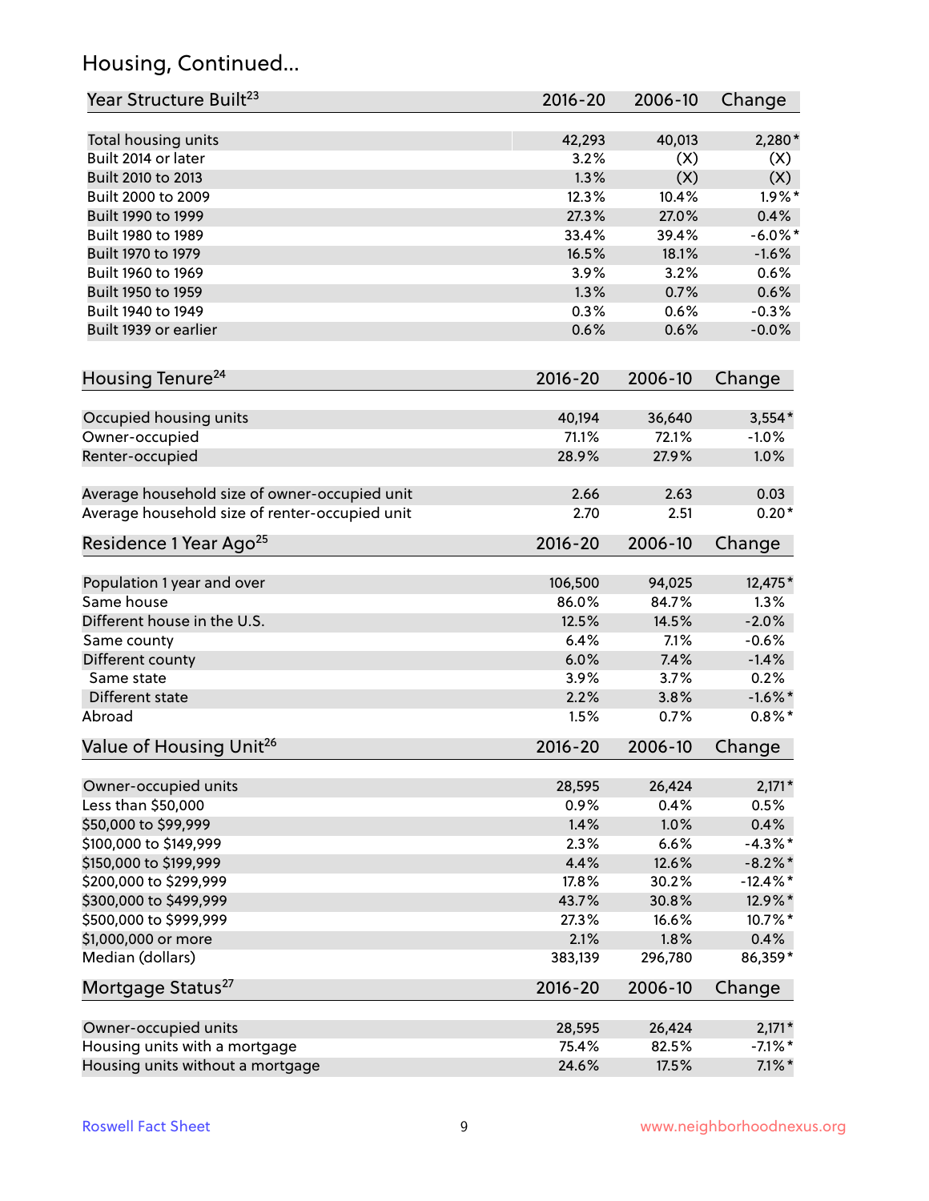## Housing, Continued...

| Year Structure Built[23] | 2016-20 | 2006-10 | Change |
|---|---|---|---|
| Total housing units | 42,293 | 40,013 | 2,280* |
| Built 2014 or later | 3.2% | (X) | (X) |
| Built 2010 to 2013 | 1.3% | (X) | (X) |
| Built 2000 to 2009 | 12.3% | 10.4% | 1.9%* |
| Built 1990 to 1999 | 27.3% | 27.0% | 0.4% |
| Built 1980 to 1989 | 33.4% | 39.4% | -6.0%* |
| Built 1970 to 1979 | 16.5% | 18.1% | -1.6% |
| Built 1960 to 1969 | 3.9% | 3.2% | 0.6% |
| Built 1950 to 1959 | 1.3% | 0.7% | 0.6% |
| Built 1940 to 1949 | 0.3% | 0.6% | -0.3% |
| Built 1939 or earlier | 0.6% | 0.6% | -0.0% |

| Housing Tenure[24] | 2016-20 | 2006-10 | Change |
|---|---|---|---|
| Occupied housing units | 40,194 | 36,640 | 3,554* |
| Owner-occupied | 71.1% | 72.1% | -1.0% |
| Renter-occupied | 28.9% | 27.9% | 1.0% |
| Average household size of owner-occupied unit | 2.66 | 2.63 | 0.03 |
| Average household size of renter-occupied unit | 2.70 | 2.51 | 0.20* |

| Residence 1 Year Ago[25] | 2016-20 | 2006-10 | Change |
|---|---|---|---|
| Population 1 year and over | 106,500 | 94,025 | 12,475* |
| Same house | 86.0% | 84.7% | 1.3% |
| Different house in the U.S. | 12.5% | 14.5% | -2.0% |
| Same county | 6.4% | 7.1% | -0.6% |
| Different county | 6.0% | 7.4% | -1.4% |
| Same state | 3.9% | 3.7% | 0.2% |
| Different state | 2.2% | 3.8% | -1.6%* |
| Abroad | 1.5% | 0.7% | 0.8%* |

| Value of Housing Unit[26] | 2016-20 | 2006-10 | Change |
|---|---|---|---|
| Owner-occupied units | 28,595 | 26,424 | 2,171* |
| Less than $50,000 | 0.9% | 0.4% | 0.5% |
| $50,000 to $99,999 | 1.4% | 1.0% | 0.4% |
| $100,000 to $149,999 | 2.3% | 6.6% | -4.3%* |
| $150,000 to $199,999 | 4.4% | 12.6% | -8.2%* |
| $200,000 to $299,999 | 17.8% | 30.2% | -12.4%* |
| $300,000 to $499,999 | 43.7% | 30.8% | 12.9%* |
| $500,000 to $999,999 | 27.3% | 16.6% | 10.7%* |
| $1,000,000 or more | 2.1% | 1.8% | 0.4% |
| Median (dollars) | 383,139 | 296,780 | 86,359* |

| Mortgage Status[27] | 2016-20 | 2006-10 | Change |
|---|---|---|---|
| Owner-occupied units | 28,595 | 26,424 | 2,171* |
| Housing units with a mortgage | 75.4% | 82.5% | -7.1%* |
| Housing units without a mortgage | 24.6% | 17.5% | 7.1%* |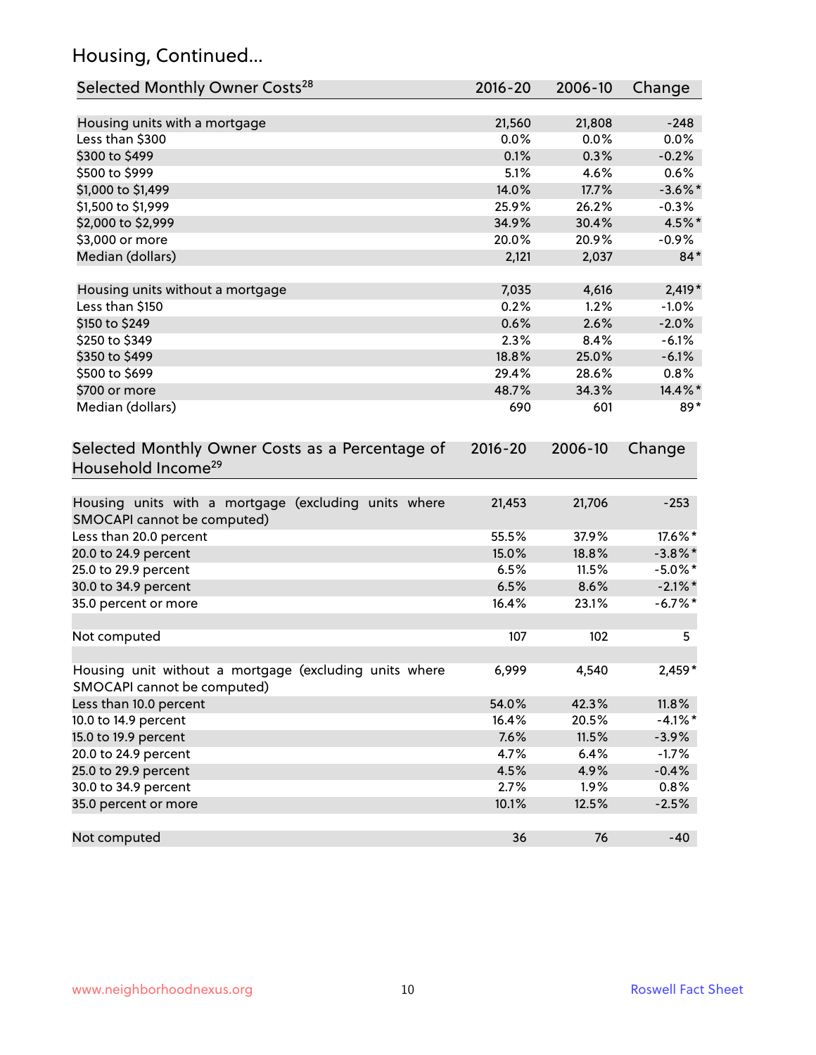# Housing, Continued...

| Selected Monthly Owner Costs[28] | 2016-20 | 2006-10 | Change |
|---|---|---|---|
| Housing units with a mortgage | 21,560 | 21,808 | -248 |
| Less than $300 | 0.0% | 0.0% | 0.0% |
| $300 to $499 | 0.1% | 0.3% | -0.2% |
| $500 to $999 | 5.1% | 4.6% | 0.6% |
| $1,000 to $1,499 | 14.0% | 17.7% | -3.6%* |
| $1,500 to $1,999 | 25.9% | 26.2% | -0.3% |
| $2,000 to $2,999 | 34.9% | 30.4% | 4.5%* |
| $3,000 or more | 20.0% | 20.9% | -0.9% |
| Median (dollars) | 2,121 | 2,037 | 84* |
| | | | |
| Housing units without a mortgage | 7,035 | 4,616 | 2,419* |
| Less than $150 | 0.2% | 1.2% | -1.0% |
| $150 to $249 | 0.6% | 2.6% | -2.0% |
| $250 to $349 | 2.3% | 8.4% | -6.1% |
| $350 to $499 | 18.8% | 25.0% | -6.1% |
| $500 to $699 | 29.4% | 28.6% | 0.8% |
| $700 or more | 48.7% | 34.3% | 14.4%* |
| Median (dollars) | 690 | 601 | 89* |

| Selected Monthly Owner Costs as a Percentage of Household Income[29] | 2016-20 | 2006-10 | Change |
|---|---|---|---|
| Housing units with a mortgage (excluding units where SMOCAPI cannot be computed) | 21,453 | 21,706 | -253 |
| Less than 20.0 percent | 55.5% | 37.9% | 17.6%* |
| 20.0 to 24.9 percent | 15.0% | 18.8% | -3.8%* |
| 25.0 to 29.9 percent | 6.5% | 11.5% | -5.0%* |
| 30.0 to 34.9 percent | 6.5% | 8.6% | -2.1%* |
| 35.0 percent or more | 16.4% | 23.1% | -6.7%* |
| | | | |
| Not computed | 107 | 102 | 5 |
| | | | |
| Housing unit without a mortgage (excluding units where SMOCAPI cannot be computed) | 6,999 | 4,540 | 2,459* |
| Less than 10.0 percent | 54.0% | 42.3% | 11.8% |
| 10.0 to 14.9 percent | 16.4% | 20.5% | -4.1%* |
| 15.0 to 19.9 percent | 7.6% | 11.5% | -3.9% |
| 20.0 to 24.9 percent | 4.7% | 6.4% | -1.7% |
| 25.0 to 29.9 percent | 4.5% | 4.9% | -0.4% |
| 30.0 to 34.9 percent | 2.7% | 1.9% | 0.8% |
| 35.0 percent or more | 10.1% | 12.5% | -2.5% |
| | | | |
| Not computed | 36 | 76 | -40 |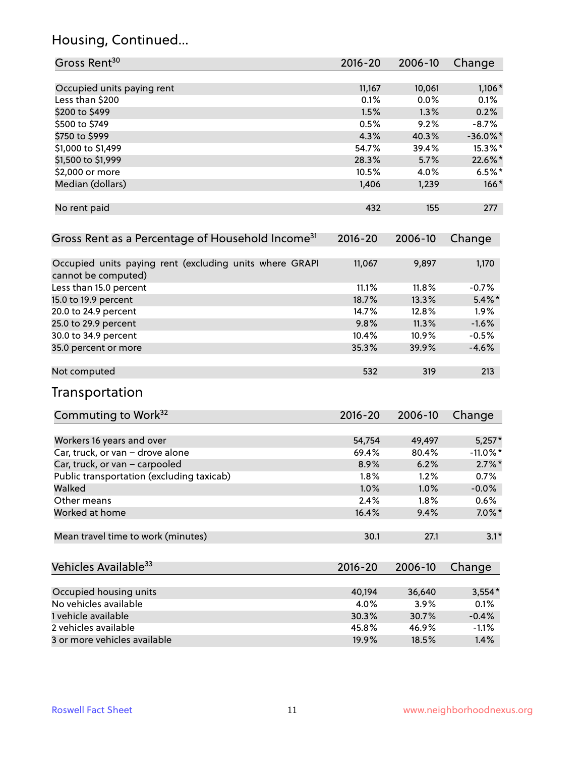## Housing, Continued...

| Gross Rent[30] | 2016-20 | 2006-10 | Change |
|---|---|---|---|
| Occupied units paying rent | 11,167 | 10,061 | 1,106* |
| Less than $200 | 0.1% | 0.0% | 0.1% |
| $200 to $499 | 1.5% | 1.3% | 0.2% |
| $500 to $749 | 0.5% | 9.2% | -8.7% |
| $750 to $999 | 4.3% | 40.3% | -36.0%* |
| $1,000 to $1,499 | 54.7% | 39.4% | 15.3%* |
| $1,500 to $1,999 | 28.3% | 5.7% | 22.6%* |
| $2,000 or more | 10.5% | 4.0% | 6.5%* |
| Median (dollars) | 1,406 | 1,239 | 166* |
| No rent paid | 432 | 155 | 277 |

| Gross Rent as a Percentage of Household Income[31] | 2016-20 | 2006-10 | Change |
|---|---|---|---|
| Occupied units paying rent (excluding units where GRAPI cannot be computed) | 11,067 | 9,897 | 1,170 |
| Less than 15.0 percent | 11.1% | 11.8% | -0.7% |
| 15.0 to 19.9 percent | 18.7% | 13.3% | 5.4%* |
| 20.0 to 24.9 percent | 14.7% | 12.8% | 1.9% |
| 25.0 to 29.9 percent | 9.8% | 11.3% | -1.6% |
| 30.0 to 34.9 percent | 10.4% | 10.9% | -0.5% |
| 35.0 percent or more | 35.3% | 39.9% | -4.6% |
| Not computed | 532 | 319 | 213 |

## Transportation

| Commuting to Work[32] | 2016-20 | 2006-10 | Change |
|---|---|---|---|
| Workers 16 years and over | 54,754 | 49,497 | 5,257* |
| Car, truck, or van – drove alone | 69.4% | 80.4% | -11.0%* |
| Car, truck, or van – carpooled | 8.9% | 6.2% | 2.7%* |
| Public transportation (excluding taxicab) | 1.8% | 1.2% | 0.7% |
| Walked | 1.0% | 1.0% | -0.0% |
| Other means | 2.4% | 1.8% | 0.6% |
| Worked at home | 16.4% | 9.4% | 7.0%* |
| Mean travel time to work (minutes) | 30.1 | 27.1 | 3.1* |

| Vehicles Available[33] | 2016-20 | 2006-10 | Change |
|---|---|---|---|
| Occupied housing units | 40,194 | 36,640 | 3,554* |
| No vehicles available | 4.0% | 3.9% | 0.1% |
| 1 vehicle available | 30.3% | 30.7% | -0.4% |
| 2 vehicles available | 45.8% | 46.9% | -1.1% |
| 3 or more vehicles available | 19.9% | 18.5% | 1.4% |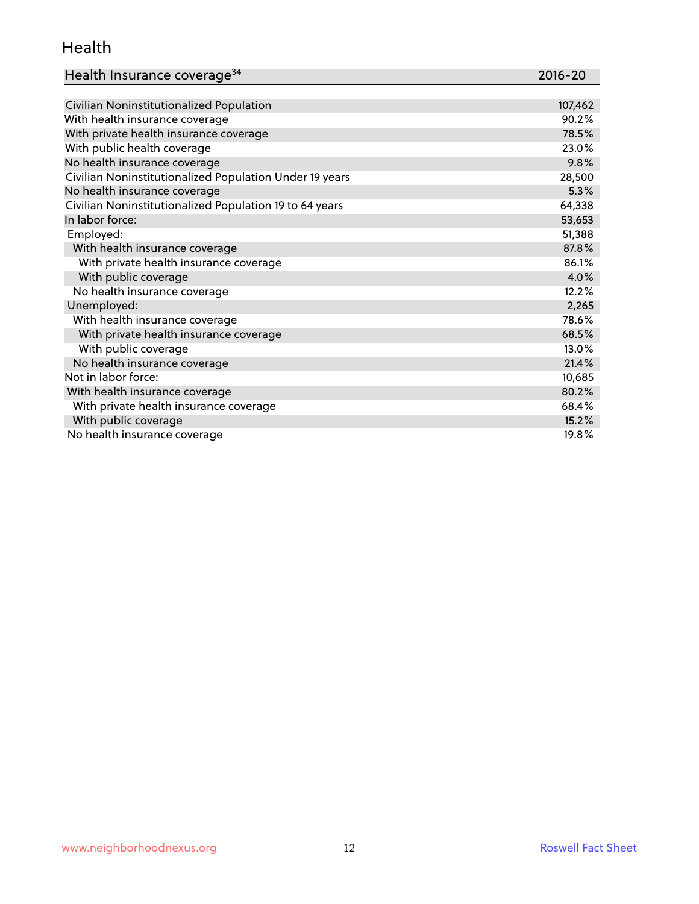## Health

| Health Insurance coverage[34] | 2016-20 |
|---|---|
| Civilian Noninstitutionalized Population | 107,462 |
| With health insurance coverage | 90.2% |
| With private health insurance coverage | 78.5% |
| With public health coverage | 23.0% |
| No health insurance coverage | 9.8% |
| Civilian Noninstitutionalized Population Under 19 years | 28,500 |
| No health insurance coverage | 5.3% |
| Civilian Noninstitutionalized Population 19 to 64 years | 64,338 |
| In labor force: | 53,653 |
| Employed: | 51,388 |
| With health insurance coverage | 87.8% |
| With private health insurance coverage | 86.1% |
| With public coverage | 4.0% |
| No health insurance coverage | 12.2% |
| Unemployed: | 2,265 |
| With health insurance coverage | 78.6% |
| With private health insurance coverage | 68.5% |
| With public coverage | 13.0% |
| No health insurance coverage | 21.4% |
| Not in labor force: | 10,685 |
| With health insurance coverage | 80.2% |
| With private health insurance coverage | 68.4% |
| With public coverage | 15.2% |
| No health insurance coverage | 19.8% |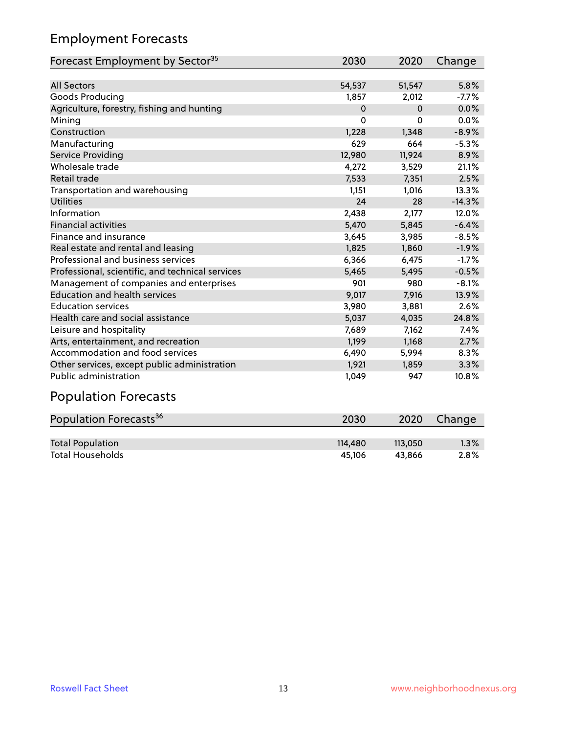## Employment Forecasts

| Forecast Employment by Sector[35] | 2030 | 2020 | Change |
|---|---|---|---|
| All Sectors | 54,537 | 51,547 | 5.8% |
| Goods Producing | 1,857 | 2,012 | -7.7% |
| Agriculture, forestry, fishing and hunting | 0 | 0 | 0.0% |
| Mining | 0 | 0 | 0.0% |
| Construction | 1,228 | 1,348 | -8.9% |
| Manufacturing | 629 | 664 | -5.3% |
| Service Providing | 12,980 | 11,924 | 8.9% |
| Wholesale trade | 4,272 | 3,529 | 21.1% |
| Retail trade | 7,533 | 7,351 | 2.5% |
| Transportation and warehousing | 1,151 | 1,016 | 13.3% |
| Utilities | 24 | 28 | -14.3% |
| Information | 2,438 | 2,177 | 12.0% |
| Financial activities | 5,470 | 5,845 | -6.4% |
| Finance and insurance | 3,645 | 3,985 | -8.5% |
| Real estate and rental and leasing | 1,825 | 1,860 | -1.9% |
| Professional and business services | 6,366 | 6,475 | -1.7% |
| Professional, scientific, and technical services | 5,465 | 5,495 | -0.5% |
| Management of companies and enterprises | 901 | 980 | -8.1% |
| Education and health services | 9,017 | 7,916 | 13.9% |
| Education services | 3,980 | 3,881 | 2.6% |
| Health care and social assistance | 5,037 | 4,035 | 24.8% |
| Leisure and hospitality | 7,689 | 7,162 | 7.4% |
| Arts, entertainment, and recreation | 1,199 | 1,168 | 2.7% |
| Accommodation and food services | 6,490 | 5,994 | 8.3% |
| Other services, except public administration | 1,921 | 1,859 | 3.3% |
| Public administration | 1,049 | 947 | 10.8% |

## Population Forecasts

| Population Forecasts[36] | 2030 | 2020 | Change |
|---|---|---|---|
| Total Population | 114,480 | 113,050 | 1.3% |
| Total Households | 45,106 | 43,866 | 2.8% |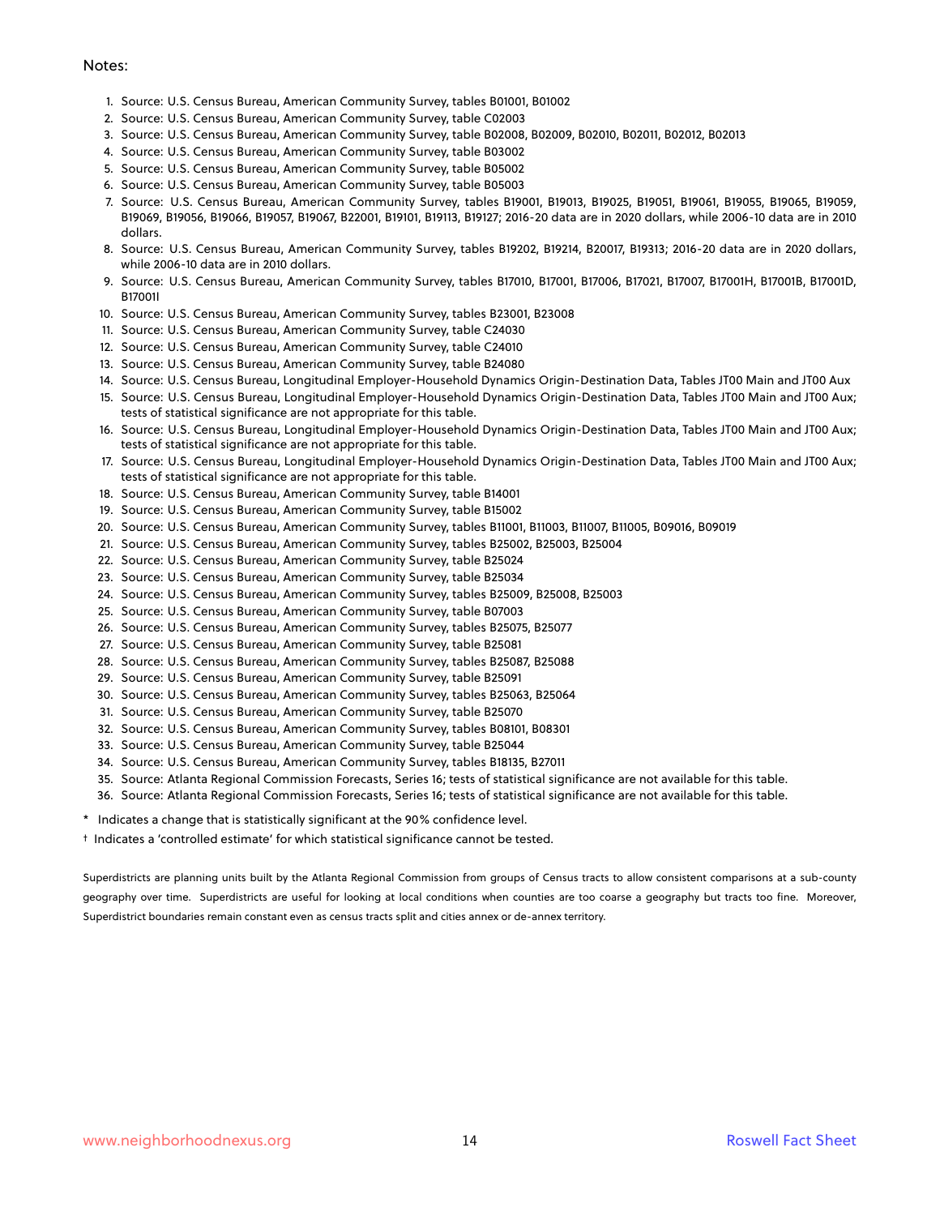Notes:

1. Source: U.S. Census Bureau, American Community Survey, tables B01001, B01002
2. Source: U.S. Census Bureau, American Community Survey, table C02003
3. Source: U.S. Census Bureau, American Community Survey, table B02008, B02009, B02010, B02011, B02012, B02013
4. Source: U.S. Census Bureau, American Community Survey, table B03002
5. Source: U.S. Census Bureau, American Community Survey, table B05002
6. Source: U.S. Census Bureau, American Community Survey, table B05003
7. Source: U.S. Census Bureau, American Community Survey, tables B19001, B19013, B19025, B19051, B19061, B19055, B19065, B19059, B19069, B19056, B19066, B19057, B19067, B22001, B19101, B19113, B19127; 2016-20 data are in 2020 dollars, while 2006-10 data are in 2010 dollars.
8. Source: U.S. Census Bureau, American Community Survey, tables B19202, B19214, B20017, B19313; 2016-20 data are in 2020 dollars, while 2006-10 data are in 2010 dollars.
9. Source: U.S. Census Bureau, American Community Survey, tables B17010, B17001, B17006, B17021, B17007, B17001H, B17001B, B17001D, B17001I
10. Source: U.S. Census Bureau, American Community Survey, tables B23001, B23008
11. Source: U.S. Census Bureau, American Community Survey, table C24030
12. Source: U.S. Census Bureau, American Community Survey, table C24010
13. Source: U.S. Census Bureau, American Community Survey, table B24080
14. Source: U.S. Census Bureau, Longitudinal Employer-Household Dynamics Origin-Destination Data, Tables JT00 Main and JT00 Aux
15. Source: U.S. Census Bureau, Longitudinal Employer-Household Dynamics Origin-Destination Data, Tables JT00 Main and JT00 Aux; tests of statistical significance are not appropriate for this table.
16. Source: U.S. Census Bureau, Longitudinal Employer-Household Dynamics Origin-Destination Data, Tables JT00 Main and JT00 Aux; tests of statistical significance are not appropriate for this table.
17. Source: U.S. Census Bureau, Longitudinal Employer-Household Dynamics Origin-Destination Data, Tables JT00 Main and JT00 Aux; tests of statistical significance are not appropriate for this table.
18. Source: U.S. Census Bureau, American Community Survey, table B14001
19. Source: U.S. Census Bureau, American Community Survey, table B15002
20. Source: U.S. Census Bureau, American Community Survey, tables B11001, B11003, B11007, B11005, B09016, B09019
21. Source: U.S. Census Bureau, American Community Survey, tables B25002, B25003, B25004
22. Source: U.S. Census Bureau, American Community Survey, table B25024
23. Source: U.S. Census Bureau, American Community Survey, table B25034
24. Source: U.S. Census Bureau, American Community Survey, tables B25009, B25008, B25003
25. Source: U.S. Census Bureau, American Community Survey, table B07003
26. Source: U.S. Census Bureau, American Community Survey, tables B25075, B25077
27. Source: U.S. Census Bureau, American Community Survey, table B25081
28. Source: U.S. Census Bureau, American Community Survey, tables B25087, B25088
29. Source: U.S. Census Bureau, American Community Survey, table B25091
30. Source: U.S. Census Bureau, American Community Survey, tables B25063, B25064
31. Source: U.S. Census Bureau, American Community Survey, table B25070
32. Source: U.S. Census Bureau, American Community Survey, tables B08101, B08301
33. Source: U.S. Census Bureau, American Community Survey, table B25044
34. Source: U.S. Census Bureau, American Community Survey, tables B18135, B27011
35. Source: Atlanta Regional Commission Forecasts, Series 16; tests of statistical significance are not available for this table.
36. Source: Atlanta Regional Commission Forecasts, Series 16; tests of statistical significance are not available for this table.

\* Indicates a change that is statistically significant at the 90% confidence level.

† Indicates a 'controlled estimate' for which statistical significance cannot be tested.

Superdistricts are planning units built by the Atlanta Regional Commission from groups of Census tracts to allow consistent comparisons at a sub-county geography over time. Superdistricts are useful for looking at local conditions when counties are too coarse a geography but tracts too fine. Moreover, Superdistrict boundaries remain constant even as census tracts split and cities annex or de-annex territory.